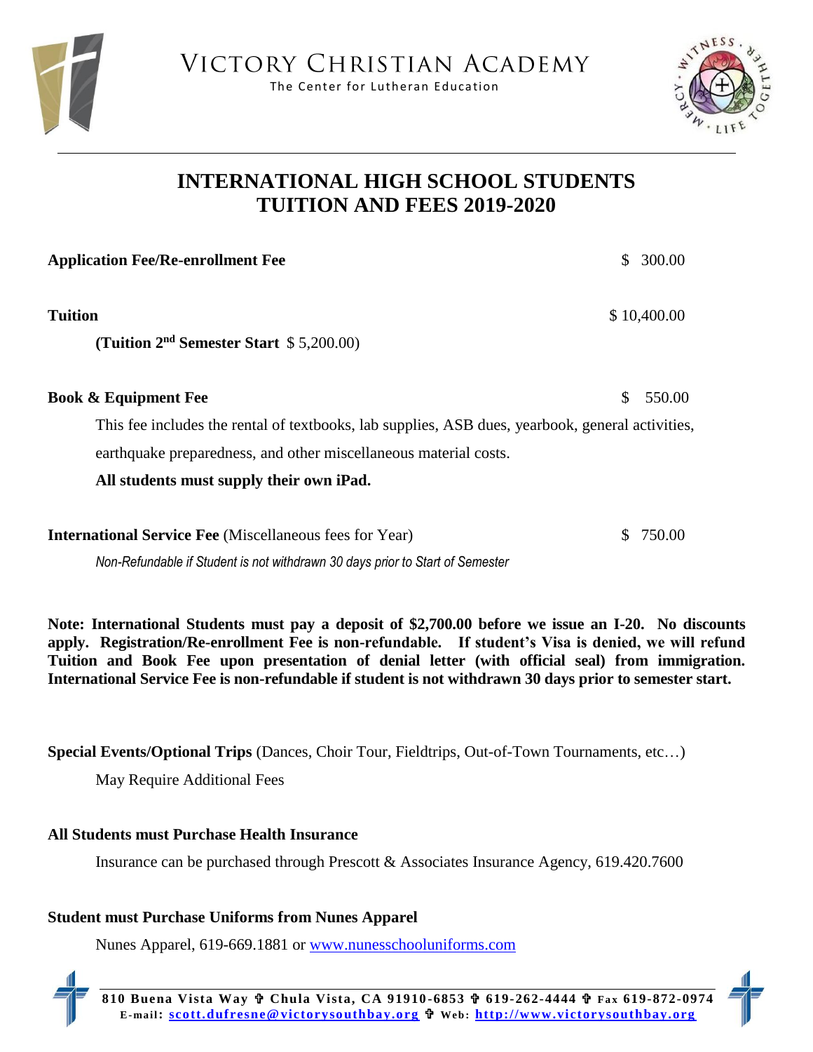# VICTORY CHRISTIAN ACADEMY

The Center for Lutheran Education

## INTERNATIONAL HIGH SCHOOL STUDENTS TUITION AND FEES 2019-2020

**Application Fee/Re-enrollment Fee** $ 300.00

**Tuition** $ 10,400.00

**(Tuition 2nd Semester Start** $ 5,200.00)

**Book & Equipment Fee** $ 550.00

This fee includes the rental of textbooks, lab supplies, ASB dues, yearbook, general activities, earthquake preparedness, and other miscellaneous material costs.

**All students must supply their own iPad.**

**International Service Fee** (Miscellaneous fees for Year) $ 750.00

*Non-Refundable if Student is not withdrawn 30 days prior to Start of Semester*

**Note: International Students must pay a deposit of $2,700.00 before we issue an I-20. No discounts apply. Registration/Re-enrollment Fee is non-refundable. If student's Visa is denied, we will refund Tuition and Book Fee upon presentation of denial letter (with official seal) from immigration. International Service Fee is non-refundable if student is not withdrawn 30 days prior to semester start.**

**Special Events/Optional Trips** (Dances, Choir Tour, Fieldtrips, Out-of-Town Tournaments, etc…)

May Require Additional Fees

**All Students must Purchase Health Insurance**

Insurance can be purchased through Prescott & Associates Insurance Agency, 619.420.7600

**Student must Purchase Uniforms from Nunes Apparel**

Nunes Apparel, 619-669.1881 or [www.nunesschooluniforms.com](www.nunesschooluniforms.com)

**810 Buena Vista Way ✞ Chula Vista, CA 91910-6853 ✞ 619-262-4444 ✞ Fax 619-872-0974**
**E-mail: scott.dufresne@victorysouthbay.org ✞ Web: http://www.victorysouthbay.org**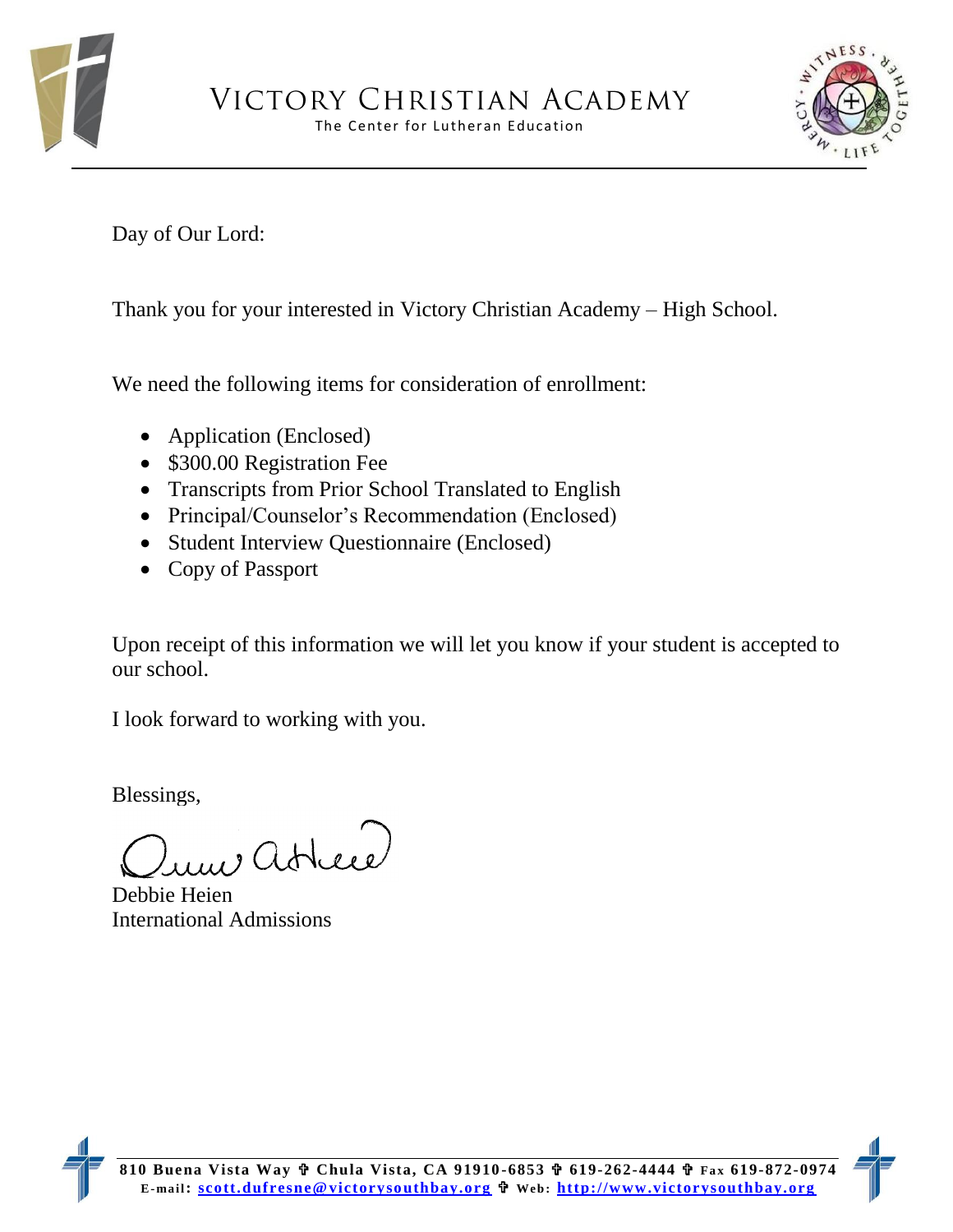# VICTORY CHRISTIAN ACADEMY

The Center for Lutheran Education

Day of Our Lord:

Thank you for your interested in Victory Christian Academy – High School.

We need the following items for consideration of enrollment:

- Application (Enclosed)
- $300.00 Registration Fee
- Transcripts from Prior School Translated to English
- Principal/Counselor's Recommendation (Enclosed)
- Student Interview Questionnaire (Enclosed)
- Copy of Passport

Upon receipt of this information we will let you know if your student is accepted to our school.

I look forward to working with you.

Blessings,

Debbie Heien
International Admissions

**810 Buena Vista Way ✞ Chula Vista, CA 91910-6853 ✞ 619-262-4444 ✞ Fax 619-872-0974**
**E-mail: scott.dufresne@victorysouthbay.org ✞ Web: http://www.victorysouthbay.org**